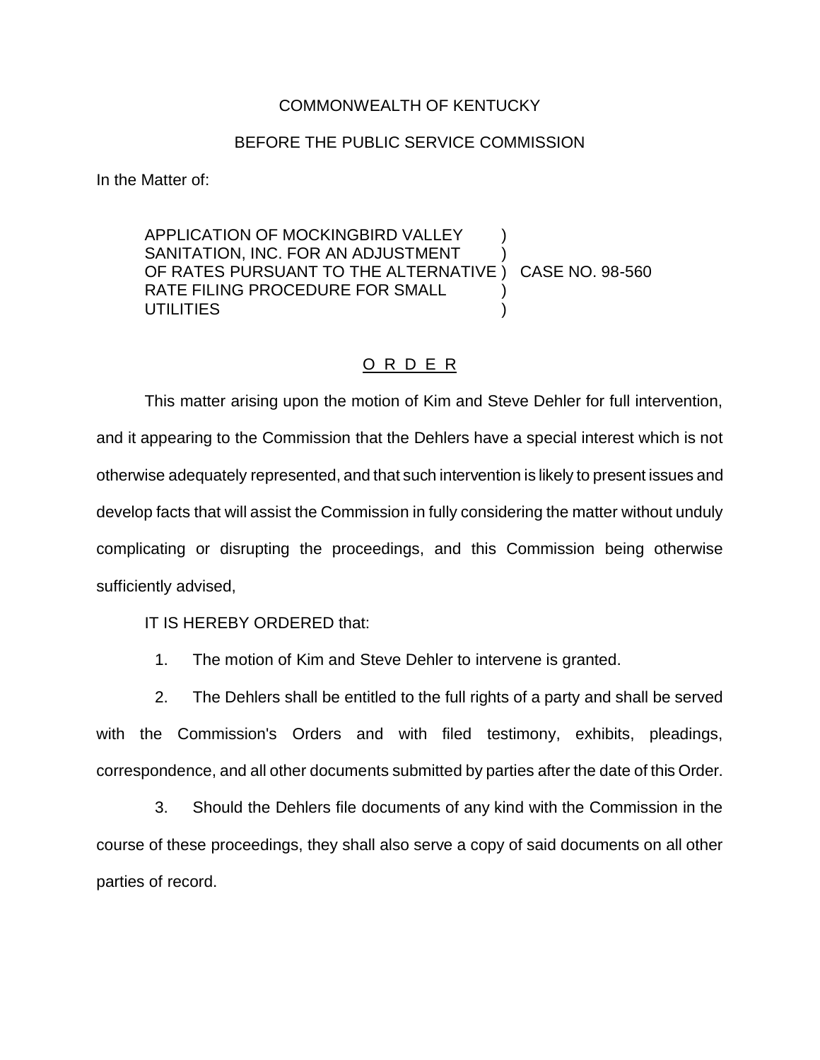COMMONWEALTH OF KENTUCKY

BEFORE THE PUBLIC SERVICE COMMISSION

In the Matter of:

APPLICATION OF MOCKINGBIRD VALLEY SANITATION, INC. FOR AN ADJUSTMENT OF RATES PURSUANT TO THE ALTERNATIVE RATE FILING PROCEDURE FOR SMALL UTILITIES ) CASE NO. 98-560

## O R D E R

This matter arising upon the motion of Kim and Steve Dehler for full intervention, and it appearing to the Commission that the Dehlers have a special interest which is not otherwise adequately represented, and that such intervention is likely to present issues and develop facts that will assist the Commission in fully considering the matter without unduly complicating or disrupting the proceedings, and this Commission being otherwise sufficiently advised,

IT IS HEREBY ORDERED that:

1. The motion of Kim and Steve Dehler to intervene is granted.

2. The Dehlers shall be entitled to the full rights of a party and shall be served with the Commission's Orders and with filed testimony, exhibits, pleadings, correspondence, and all other documents submitted by parties after the date of this Order.

3. Should the Dehlers file documents of any kind with the Commission in the course of these proceedings, they shall also serve a copy of said documents on all other parties of record.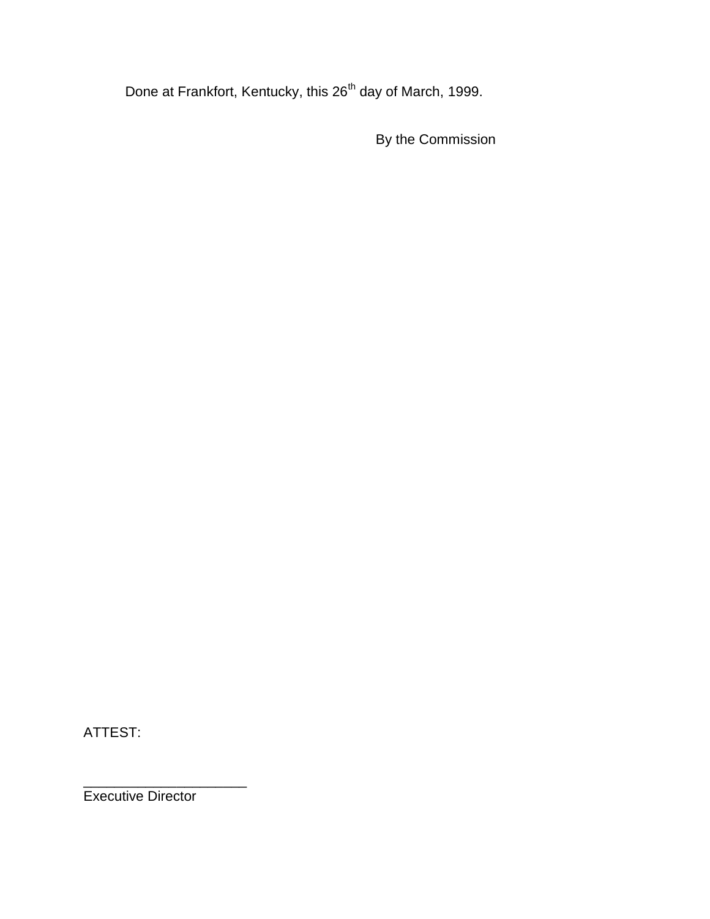Done at Frankfort, Kentucky, this 26th day of March, 1999.

By the Commission

ATTEST:

_____________________
Executive Director